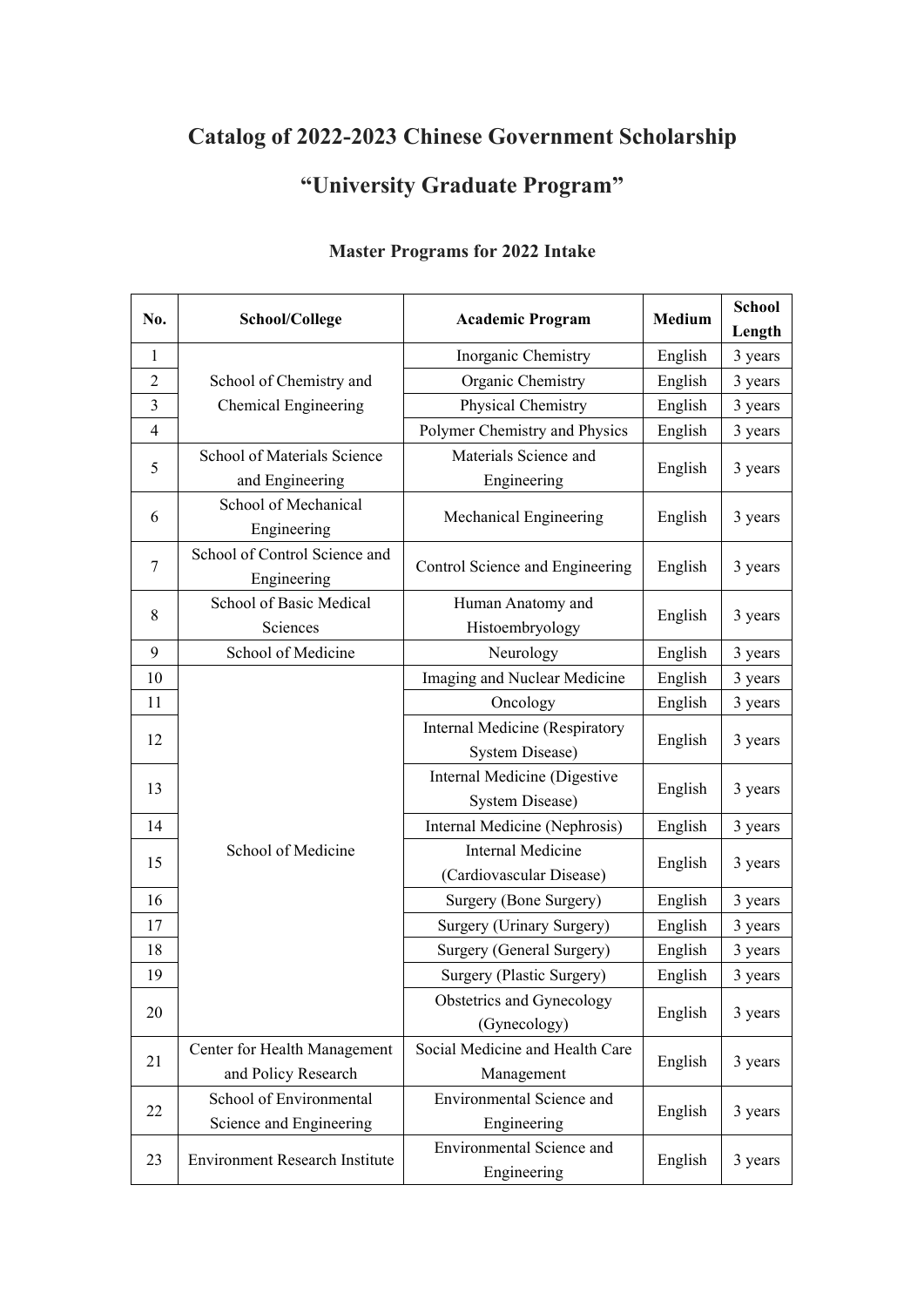# Catalog of 2022-2023 Chinese Government Scholarship

# "University Graduate Program"

### Master Programs for 2022 Intake

| No. | School/College | Academic Program | Medium | School Length |
|---|---|---|---|---|
| 1 | School of Chemistry and Chemical Engineering | Inorganic Chemistry | English | 3 years |
| 2 | | Organic Chemistry | English | 3 years |
| 3 | | Physical Chemistry | English | 3 years |
| 4 | | Polymer Chemistry and Physics | English | 3 years |
| 5 | School of Materials Science and Engineering | Materials Science and Engineering | English | 3 years |
| 6 | School of Mechanical Engineering | Mechanical Engineering | English | 3 years |
| 7 | School of Control Science and Engineering | Control Science and Engineering | English | 3 years |
| 8 | School of Basic Medical Sciences | Human Anatomy and Histoembryology | English | 3 years |
| 9 | School of Medicine | Neurology | English | 3 years |
| 10 | School of Medicine | Imaging and Nuclear Medicine | English | 3 years |
| 11 | | Oncology | English | 3 years |
| 12 | | Internal Medicine (Respiratory System Disease) | English | 3 years |
| 13 | | Internal Medicine (Digestive System Disease) | English | 3 years |
| 14 | | Internal Medicine (Nephrosis) | English | 3 years |
| 15 | | Internal Medicine (Cardiovascular Disease) | English | 3 years |
| 16 | | Surgery (Bone Surgery) | English | 3 years |
| 17 | | Surgery (Urinary Surgery) | English | 3 years |
| 18 | | Surgery (General Surgery) | English | 3 years |
| 19 | | Surgery (Plastic Surgery) | English | 3 years |
| 20 | | Obstetrics and Gynecology (Gynecology) | English | 3 years |
| 21 | Center for Health Management and Policy Research | Social Medicine and Health Care Management | English | 3 years |
| 22 | School of Environmental Science and Engineering | Environmental Science and Engineering | English | 3 years |
| 23 | Environment Research Institute | Environmental Science and Engineering | English | 3 years |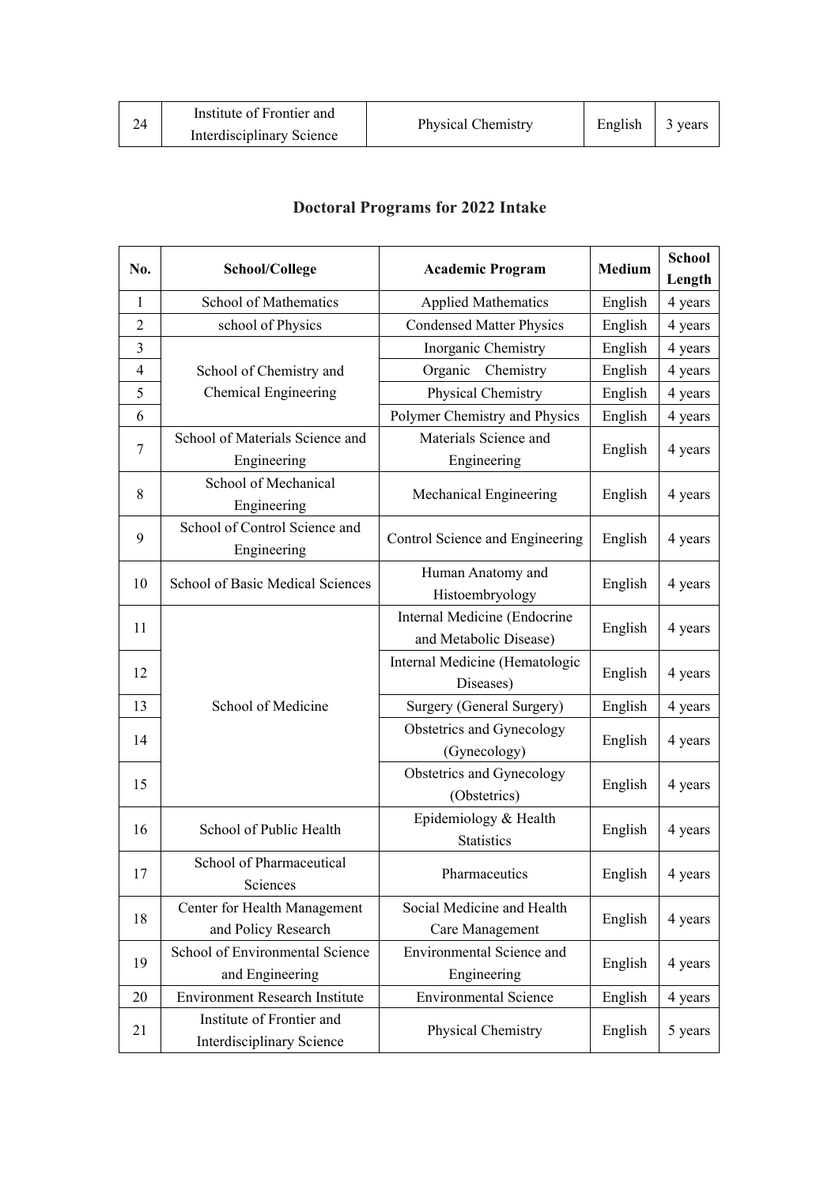| | | | | |
|---|---|---|---|---|
| 24 | Institute of Frontier and Interdisciplinary Science | Physical Chemistry | English | 3 years |

## Doctoral Programs for 2022 Intake

| No. | School/College | Academic Program | Medium | School Length |
|---|---|---|---|---|
| 1 | School of Mathematics | Applied Mathematics | English | 4 years |
| 2 | school of Physics | Condensed Matter Physics | English | 4 years |
| 3 | School of Chemistry and Chemical Engineering | Inorganic Chemistry | English | 4 years |
| 4 | | Organic Chemistry | English | 4 years |
| 5 | | Physical Chemistry | English | 4 years |
| 6 | | Polymer Chemistry and Physics | English | 4 years |
| 7 | School of Materials Science and Engineering | Materials Science and Engineering | English | 4 years |
| 8 | School of Mechanical Engineering | Mechanical Engineering | English | 4 years |
| 9 | School of Control Science and Engineering | Control Science and Engineering | English | 4 years |
| 10 | School of Basic Medical Sciences | Human Anatomy and Histoembryology | English | 4 years |
| 11 | School of Medicine | Internal Medicine (Endocrine and Metabolic Disease) | English | 4 years |
| 12 | | Internal Medicine (Hematologic Diseases) | English | 4 years |
| 13 | | Surgery (General Surgery) | English | 4 years |
| 14 | | Obstetrics and Gynecology (Gynecology) | English | 4 years |
| 15 | | Obstetrics and Gynecology (Obstetrics) | English | 4 years |
| 16 | School of Public Health | Epidemiology & Health Statistics | English | 4 years |
| 17 | School of Pharmaceutical Sciences | Pharmaceutics | English | 4 years |
| 18 | Center for Health Management and Policy Research | Social Medicine and Health Care Management | English | 4 years |
| 19 | School of Environmental Science and Engineering | Environmental Science and Engineering | English | 4 years |
| 20 | Environment Research Institute | Environmental Science | English | 4 years |
| 21 | Institute of Frontier and Interdisciplinary Science | Physical Chemistry | English | 5 years |